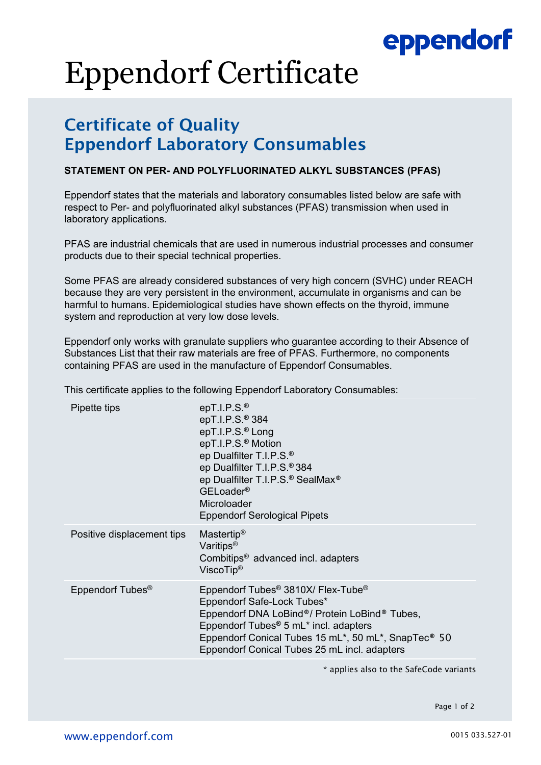# Eppendorf Certificate

## Certificate of Quality
## Eppendorf Laboratory Consumables

**STATEMENT ON PER- AND POLYFLUORINATED ALKYL SUBSTANCES (PFAS)**

Eppendorf states that the materials and laboratory consumables listed below are safe with respect to Per- and polyfluorinated alkyl substances (PFAS) transmission when used in laboratory applications.

PFAS are industrial chemicals that are used in numerous industrial processes and consumer products due to their special technical properties.

Some PFAS are already considered substances of very high concern (SVHC) under REACH because they are very persistent in the environment, accumulate in organisms and can be harmful to humans. Epidemiological studies have shown effects on the thyroid, immune system and reproduction at very low dose levels.

Eppendorf only works with granulate suppliers who guarantee according to their Absence of Substances List that their raw materials are free of PFAS. Furthermore, no components containing PFAS are used in the manufacture of Eppendorf Consumables.

This certificate applies to the following Eppendorf Laboratory Consumables:

| | |
|---|---|
| Pipette tips | epT.I.P.S.®<br>epT.I.P.S.® 384<br>epT.I.P.S.® Long<br>epT.I.P.S.® Motion<br>ep Dualfilter T.I.P.S.®<br>ep Dualfilter T.I.P.S.® 384<br>ep Dualfilter T.I.P.S.® SealMax®<br>GELoader®<br>Microloader<br>Eppendorf Serological Pipets |
| Positive displacement tips | Mastertip®<br>Varitips®<br>Combitips® advanced incl. adapters<br>ViscoTip® |
| Eppendorf Tubes® | Eppendorf Tubes® 3810X/ Flex-Tube®<br>Eppendorf Safe-Lock Tubes*<br>Eppendorf DNA LoBind®/ Protein LoBind® Tubes,<br>Eppendorf Tubes® 5 mL* incl. adapters<br>Eppendorf Conical Tubes 15 mL*, 50 mL*, SnapTec® 50<br>Eppendorf Conical Tubes 25 mL incl. adapters |

\* applies also to the SafeCode variants

www.eppendorf.com

0015 033.527-01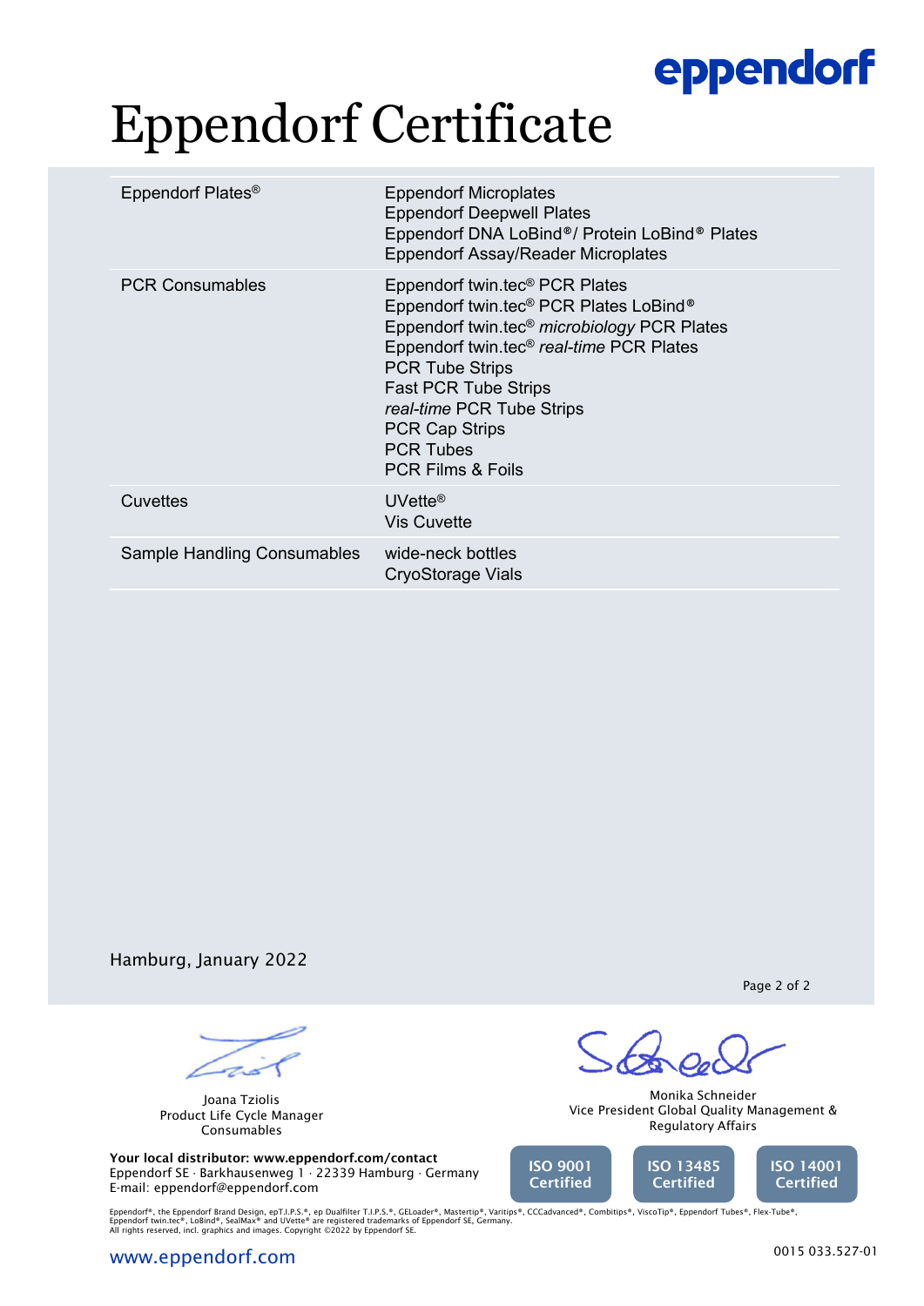eppendorf

# Eppendorf Certificate

| | |
|---|---|
| Eppendorf Plates® | Eppendorf Microplates<br>Eppendorf Deepwell Plates<br>Eppendorf DNA LoBind®/ Protein LoBind® Plates<br>Eppendorf Assay/Reader Microplates |
| PCR Consumables | Eppendorf twin.tec® PCR Plates<br>Eppendorf twin.tec® PCR Plates LoBind®<br>Eppendorf twin.tec® *microbiology* PCR Plates<br>Eppendorf twin.tec® *real-time* PCR Plates<br>PCR Tube Strips<br>Fast PCR Tube Strips<br>*real-time* PCR Tube Strips<br>PCR Cap Strips<br>PCR Tubes<br>PCR Films & Foils |
| Cuvettes | UVette®<br>Vis Cuvette |
| Sample Handling Consumables | wide-neck bottles<br>CryoStorage Vials |

Hamburg, January 2022

Joana Tziolis
Product Life Cycle Manager
Consumables

Monika Schneider
Vice President Global Quality Management & Regulatory Affairs

**Your local distributor: www.eppendorf.com/contact**
Eppendorf SE · Barkhausenweg 1 · 22339 Hamburg · Germany
E-mail: eppendorf@eppendorf.com

ISO 9001 Certified | ISO 13485 Certified | ISO 14001 Certified

Eppendorf®, the Eppendorf Brand Design, epT.I.P.S.®, ep Dualfilter T.I.P.S.®, GELoader®, Mastertip®, Varitips®, CCCadvanced®, Combitips®, ViscoTip®, Eppendorf Tubes®, Flex-Tube®, Eppendorf twin.tec®, LoBind®, SealMax® and UVette® are registered trademarks of Eppendorf SE, Germany.
All rights reserved, incl. graphics and images. Copyright ©2022 by Eppendorf SE.

www.eppendorf.com

0015 033.527-01